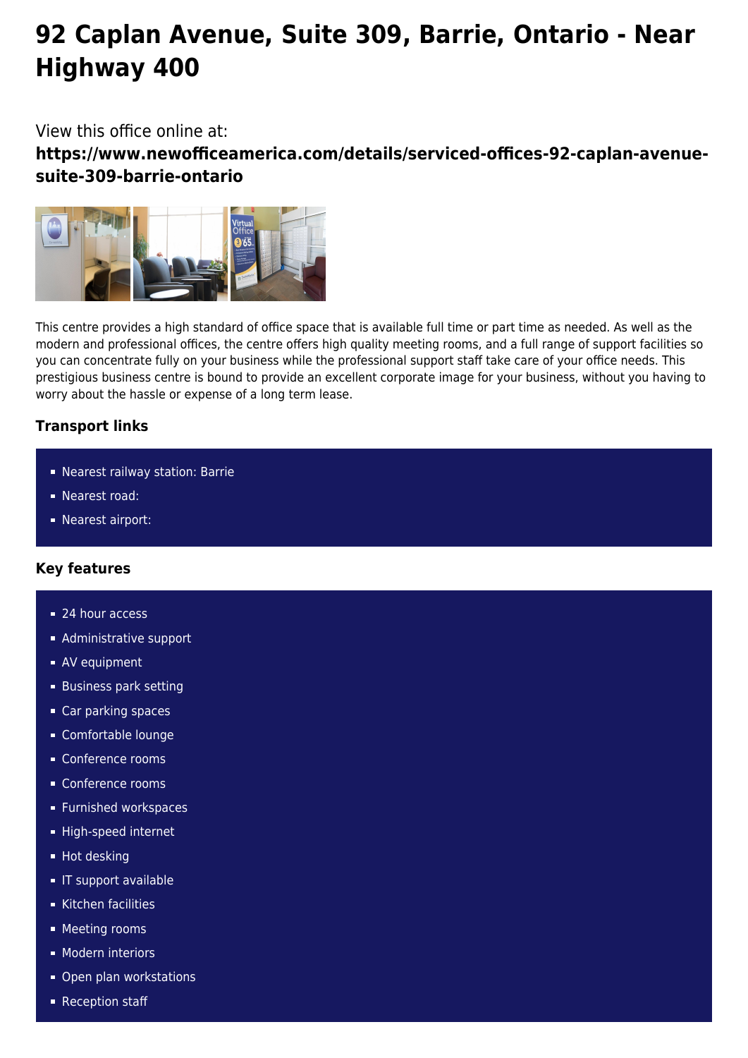# 92 Caplan Avenue, Suite 309, Barrie, Ontario - Near Highway 400

## View this office online at:

**https://www.newofficeamerica.com/details/serviced-offices-92-caplan-avenue-suite-309-barrie-ontario**

This centre provides a high standard of office space that is available full time or part time as needed. As well as the modern and professional offices, the centre offers high quality meeting rooms, and a full range of support facilities so you can concentrate fully on your business while the professional support staff take care of your office needs. This prestigious business centre is bound to provide an excellent corporate image for your business, without you having to worry about the hassle or expense of a long term lease.

### Transport links

- Nearest railway station: Barrie
- Nearest road:
- Nearest airport:

### Key features

- 24 hour access
- Administrative support
- AV equipment
- Business park setting
- Car parking spaces
- Comfortable lounge
- Conference rooms
- Conference rooms
- Furnished workspaces
- High-speed internet
- Hot desking
- IT support available
- Kitchen facilities
- Meeting rooms
- Modern interiors
- Open plan workstations
- Reception staff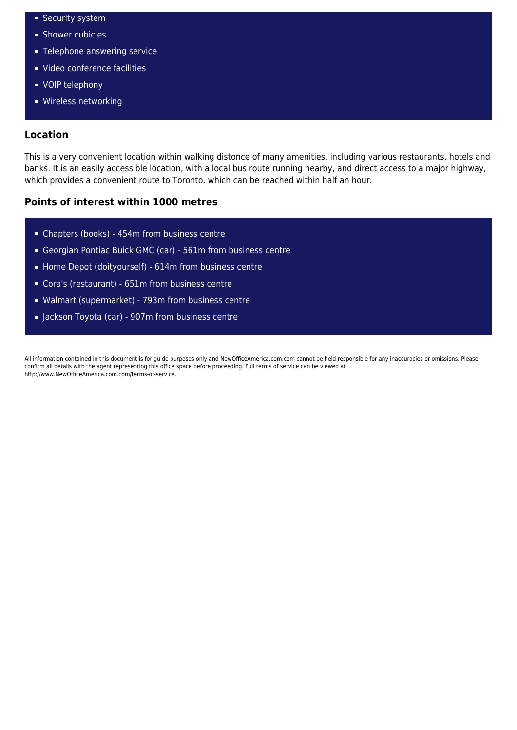- Security system
- Shower cubicles
- Telephone answering service
- Video conference facilities
- VOIP telephony
- Wireless networking

### Location

This is a very convenient location within walking distonce of many amenities, including various restaurants, hotels and banks. It is an easily accessible location, with a local bus route running nearby, and direct access to a major highway, which provides a convenient route to Toronto, which can be reached within half an hour.

### Points of interest within 1000 metres

- Chapters (books) - 454m from business centre
- Georgian Pontiac Buick GMC (car) - 561m from business centre
- Home Depot (doityourself) - 614m from business centre
- Cora's (restaurant) - 651m from business centre
- Walmart (supermarket) - 793m from business centre
- Jackson Toyota (car) - 907m from business centre

All information contained in this document is for guide purposes only and NewOfficeAmerica.com.com cannot be held responsible for any inaccuracies or omissions. Please confirm all details with the agent representing this office space before proceeding. Full terms of service can be viewed at http://www.NewOfficeAmerica.com.com/terms-of-service.